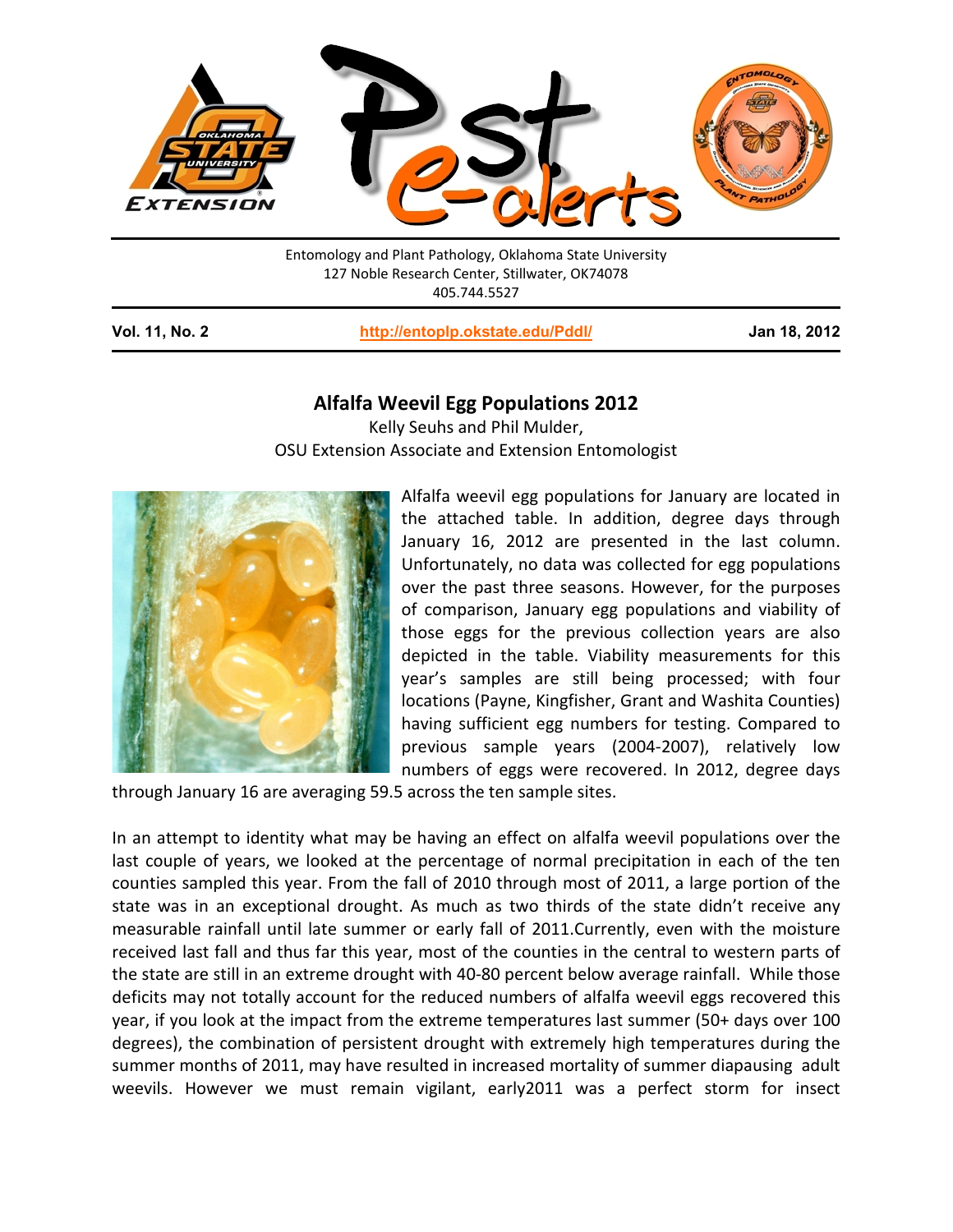Entomology and Plant Pathology, Oklahoma State University
127 Noble Research Center, Stillwater, OK74078
405.744.5527

**Vol. 11, No. 2** **http://entoplp.okstate.edu/Pddl/** **Jan 18, 2012**

## Alfalfa Weevil Egg Populations 2012

Kelly Seuhs and Phil Mulder,
OSU Extension Associate and Extension Entomologist

Alfalfa weevil egg populations for January are located in the attached table. In addition, degree days through January 16, 2012 are presented in the last column. Unfortunately, no data was collected for egg populations over the past three seasons. However, for the purposes of comparison, January egg populations and viability of those eggs for the previous collection years are also depicted in the table. Viability measurements for this year's samples are still being processed; with four locations (Payne, Kingfisher, Grant and Washita Counties) having sufficient egg numbers for testing. Compared to previous sample years (2004-2007), relatively low numbers of eggs were recovered. In 2012, degree days through January 16 are averaging 59.5 across the ten sample sites.

In an attempt to identity what may be having an effect on alfalfa weevil populations over the last couple of years, we looked at the percentage of normal precipitation in each of the ten counties sampled this year. From the fall of 2010 through most of 2011, a large portion of the state was in an exceptional drought. As much as two thirds of the state didn't receive any measurable rainfall until late summer or early fall of 2011.Currently, even with the moisture received last fall and thus far this year, most of the counties in the central to western parts of the state are still in an extreme drought with 40-80 percent below average rainfall. While those deficits may not totally account for the reduced numbers of alfalfa weevil eggs recovered this year, if you look at the impact from the extreme temperatures last summer (50+ days over 100 degrees), the combination of persistent drought with extremely high temperatures during the summer months of 2011, may have resulted in increased mortality of summer diapausing adult weevils. However we must remain vigilant, early2011 was a perfect storm for insect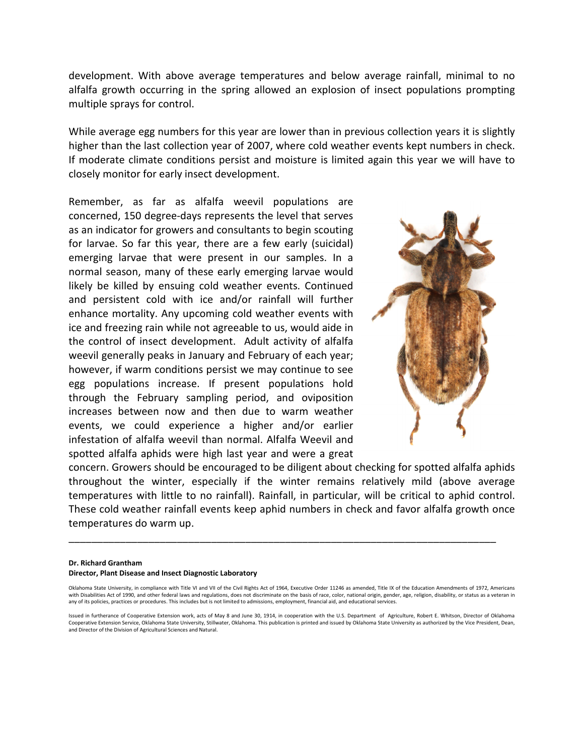development. With above average temperatures and below average rainfall, minimal to no alfalfa growth occurring in the spring allowed an explosion of insect populations prompting multiple sprays for control.

While average egg numbers for this year are lower than in previous collection years it is slightly higher than the last collection year of 2007, where cold weather events kept numbers in check. If moderate climate conditions persist and moisture is limited again this year we will have to closely monitor for early insect development.

Remember, as far as alfalfa weevil populations are concerned, 150 degree-days represents the level that serves as an indicator for growers and consultants to begin scouting for larvae. So far this year, there are a few early (suicidal) emerging larvae that were present in our samples. In a normal season, many of these early emerging larvae would likely be killed by ensuing cold weather events. Continued and persistent cold with ice and/or rainfall will further enhance mortality. Any upcoming cold weather events with ice and freezing rain while not agreeable to us, would aide in the control of insect development. Adult activity of alfalfa weevil generally peaks in January and February of each year; however, if warm conditions persist we may continue to see egg populations increase. If present populations hold through the February sampling period, and oviposition increases between now and then due to warm weather events, we could experience a higher and/or earlier infestation of alfalfa weevil than normal. Alfalfa Weevil and spotted alfalfa aphids were high last year and were a great concern. Growers should be encouraged to be diligent about checking for spotted alfalfa aphids throughout the winter, especially if the winter remains relatively mild (above average temperatures with little to no rainfall). Rainfall, in particular, will be critical to aphid control. These cold weather rainfall events keep aphid numbers in check and favor alfalfa growth once temperatures do warm up.

---

**Dr. Richard Grantham**
**Director, Plant Disease and Insect Diagnostic Laboratory**

Oklahoma State University, in compliance with Title VI and VII of the Civil Rights Act of 1964, Executive Order 11246 as amended, Title IX of the Education Amendments of 1972, Americans with Disabilities Act of 1990, and other federal laws and regulations, does not discriminate on the basis of race, color, national origin, gender, age, religion, disability, or status as a veteran in any of its policies, practices or procedures. This includes but is not limited to admissions, employment, financial aid, and educational services.

Issued in furtherance of Cooperative Extension work, acts of May 8 and June 30, 1914, in cooperation with the U.S. Department of Agriculture, Robert E. Whitson, Director of Oklahoma Cooperative Extension Service, Oklahoma State University, Stillwater, Oklahoma. This publication is printed and issued by Oklahoma State University as authorized by the Vice President, Dean, and Director of the Division of Agricultural Sciences and Natural.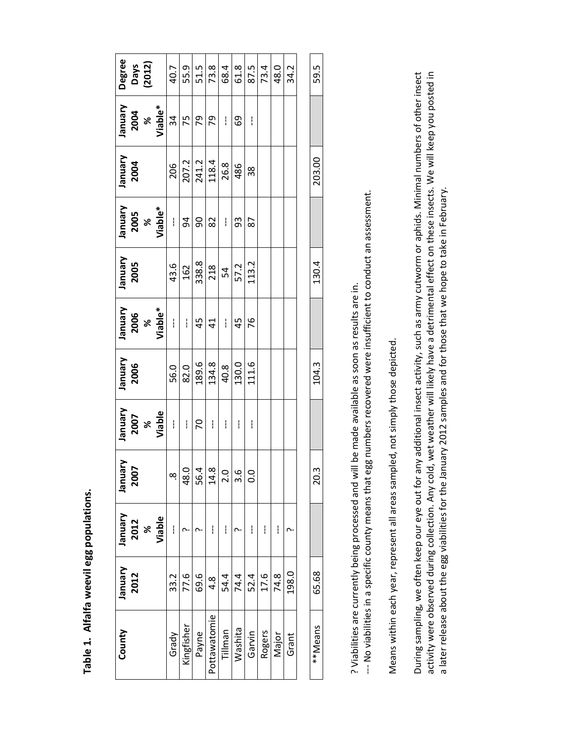**Table 1. Alfalfa weevil egg populations.**

| County | January 2012 | January 2012 % Viable | January 2007 | January 2007 % Viable | January 2006 | January 2006 % Viable* | January 2005 | January 2005 % Viable* | January 2004 | January 2004 % Viable* | Degree Days (2012) |
|---|---|---|---|---|---|---|---|---|---|---|---|
| Grady | 33.2 | --- | .8 | --- | 56.0 | --- | 43.6 | --- | 206 | 34 | 40.7 |
| Kingfisher | 77.6 | ? | 48.0 | --- | 82.0 | --- | 162 | 94 | 207.2 | 75 | 55.9 |
| Payne | 69.6 | ? | 56.4 | 70 | 189.6 | 45 | 338.8 | 90 | 241.2 | 79 | 51.5 |
| Pottawatomie | 4.8 | --- | 14.8 | --- | 134.8 | 41 | 218 | 82 | 118.4 | 79 | 73.8 |
| Tillman | 54.4 | --- | 2.0 | --- | 40.8 | --- | 54 | --- | 26.8 | --- | 68.4 |
| Washita | 74.4 | ? | 3.6 | --- | 130.0 | 45 | 57.2 | 93 | 486 | 69 | 61.8 |
| Garvin | 52.4 | --- | 0.0 | --- | 111.6 | 76 | 113.2 | 87 | 38 | --- | 87.5 |
| Rogers | 17.6 | --- | | | | | | | | | 73.4 |
| Major | 74.8 | --- | | | | | | | | | 48.0 |
| Grant | 198.0 | ? | | | | | | | | | 34.2 |
| **Means | 65.68 | | 20.3 | | 104.3 | | 130.4 | | 203.00 | | 59.5 |

? Viabilities are currently being processed and will be made available as soon as results are in.
--- No viabilities in a specific county means that egg numbers recovered were insufficient to conduct an assessment.

Means within each year, represent all areas sampled, not simply those depicted.

During sampling, we often keep our eye out for any additional insect activity, such as army cutworm or aphids. Minimal numbers of other insect activity were observed during collection. Any cold, wet weather will likely have a detrimental effect on these insects. We will keep you posted in a later release about the egg viabilities for the January 2012 samples and for those that we hope to take in February.